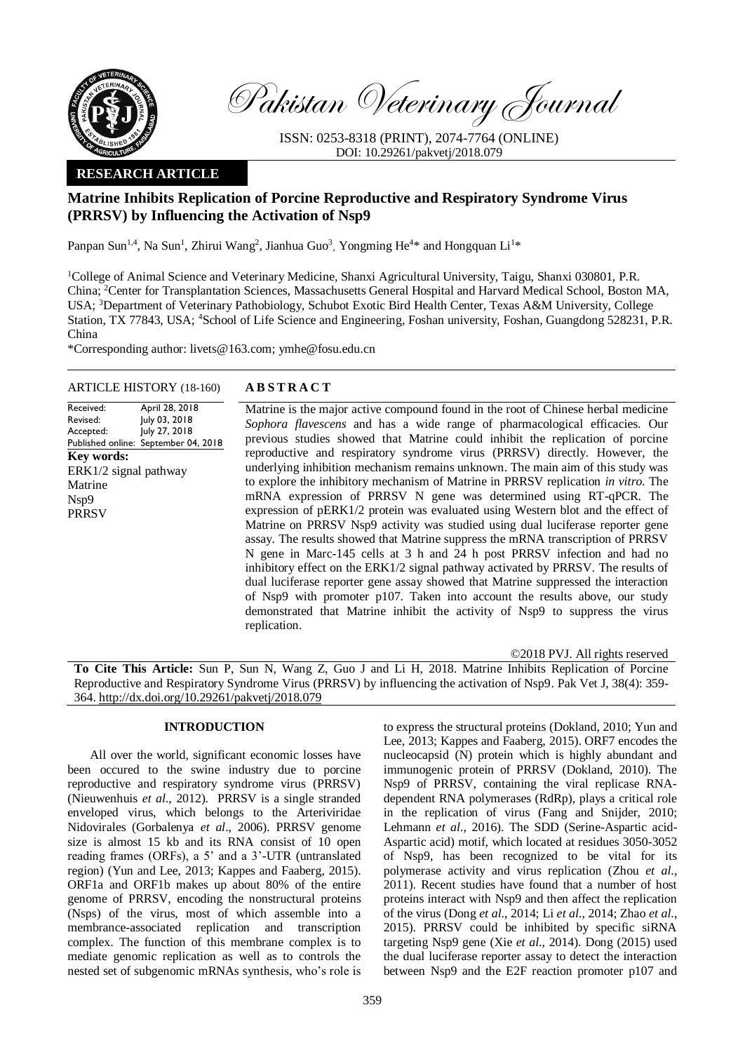Pakistan Veterinary Journal

ISSN: 0253-8318 (PRINT), 2074-7764 (ONLINE)
DOI: 10.29261/pakvetj/2018.079

**RESEARCH ARTICLE**

# Matrine Inhibits Replication of Porcine Reproductive and Respiratory Syndrome Virus (PRRSV) by Influencing the Activation of Nsp9

Panpan Sun[1,4], Na Sun[1], Zhirui Wang[2], Jianhua Guo[3], Yongming He[4]* and Hongquan Li[1]*

[1]College of Animal Science and Veterinary Medicine, Shanxi Agricultural University, Taigu, Shanxi 030801, P.R. China; [2]Center for Transplantation Sciences, Massachusetts General Hospital and Harvard Medical School, Boston MA, USA; [3]Department of Veterinary Pathobiology, Schubot Exotic Bird Health Center, Texas A&M University, College Station, TX 77843, USA; [4]School of Life Science and Engineering, Foshan university, Foshan, Guangdong 528231, P.R. China

*Corresponding author: livets@163.com; ymhe@fosu.edu.cn

**ARTICLE HISTORY** (18-160)

| | |
|---|---|
| Received: | April 28, 2018 |
| Revised: | July 03, 2018 |
| Accepted: | July 27, 2018 |
| Published online: | September 04, 2018 |

**Key words:**
ERK1/2 signal pathway
Matrine
Nsp9
PRRSV

## ABSTRACT

Matrine is the major active compound found in the root of Chinese herbal medicine *Sophora flavescens* and has a wide range of pharmacological efficacies. Our previous studies showed that Matrine could inhibit the replication of porcine reproductive and respiratory syndrome virus (PRRSV) directly. However, the underlying inhibition mechanism remains unknown. The main aim of this study was to explore the inhibitory mechanism of Matrine in PRRSV replication *in vitro*. The mRNA expression of PRRSV N gene was determined using RT-qPCR. The expression of pERK1/2 protein was evaluated using Western blot and the effect of Matrine on PRRSV Nsp9 activity was studied using dual luciferase reporter gene assay. The results showed that Matrine suppress the mRNA transcription of PRRSV N gene in Marc-145 cells at 3 h and 24 h post PRRSV infection and had no inhibitory effect on the ERK1/2 signal pathway activated by PRRSV. The results of dual luciferase reporter gene assay showed that Matrine suppressed the interaction of Nsp9 with promoter p107. Taken into account the results above, our study demonstrated that Matrine inhibit the activity of Nsp9 to suppress the virus replication.

©2018 PVJ. All rights reserved

**To Cite This Article:** Sun P, Sun N, Wang Z, Guo J and Li H, 2018. Matrine Inhibits Replication of Porcine Reproductive and Respiratory Syndrome Virus (PRRSV) by influencing the activation of Nsp9. Pak Vet J, 38(4): 359-364. http://dx.doi.org/10.29261/pakvetj/2018.079

## INTRODUCTION

All over the world, significant economic losses have been occured to the swine industry due to porcine reproductive and respiratory syndrome virus (PRRSV) (Nieuwenhuis *et al*., 2012). PRRSV is a single stranded enveloped virus, which belongs to the Arteriviridae Nidovirales (Gorbalenya *et al*., 2006). PRRSV genome size is almost 15 kb and its RNA consist of 10 open reading frames (ORFs), a 5' and a 3'-UTR (untranslated region) (Yun and Lee, 2013; Kappes and Faaberg, 2015). ORF1a and ORF1b makes up about 80% of the entire genome of PRRSV, encoding the nonstructural proteins (Nsps) of the virus, most of which assemble into a membrance-associated replication and transcription complex. The function of this membrane complex is to mediate genomic replication as well as to controls the nested set of subgenomic mRNAs synthesis, who's role is to express the structural proteins (Dokland, 2010; Yun and Lee, 2013; Kappes and Faaberg, 2015). ORF7 encodes the nucleocapsid (N) protein which is highly abundant and immunogenic protein of PRRSV (Dokland, 2010). The Nsp9 of PRRSV, containing the viral replicase RNA-dependent RNA polymerases (RdRp), plays a critical role in the replication of virus (Fang and Snijder, 2010; Lehmann *et al*., 2016). The SDD (Serine-Aspartic acid-Aspartic acid) motif, which located at residues 3050-3052 of Nsp9, has been recognized to be vital for its polymerase activity and virus replication (Zhou *et al*., 2011). Recent studies have found that a number of host proteins interact with Nsp9 and then affect the replication of the virus (Dong *et al*., 2014; Li *et al*., 2014; Zhao *et al*., 2015). PRRSV could be inhibited by specific siRNA targeting Nsp9 gene (Xie *et al*., 2014). Dong (2015) used the dual luciferase reporter assay to detect the interaction between Nsp9 and the E2F reaction promoter p107 and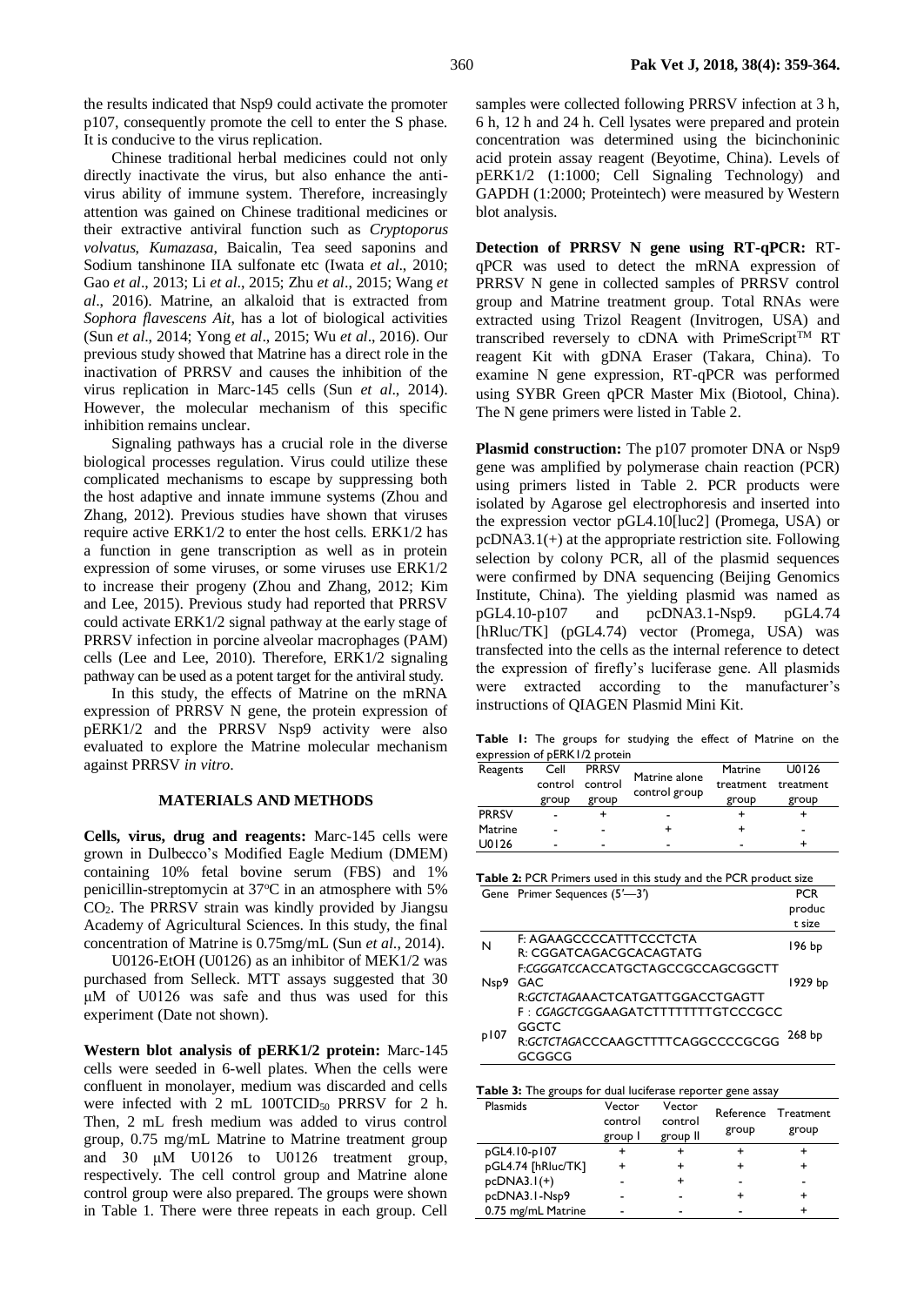the results indicated that Nsp9 could activate the promoter p107, consequently promote the cell to enter the S phase. It is conducive to the virus replication.

Chinese traditional herbal medicines could not only directly inactivate the virus, but also enhance the anti-virus ability of immune system. Therefore, increasingly attention was gained on Chinese traditional medicines or their extractive antiviral function such as *Cryptoporus volvatus*, *Kumazasa*, Baicalin, Tea seed saponins and Sodium tanshinone IIA sulfonate etc (Iwata *et al*., 2010; Gao *et al*., 2013; Li *et al*., 2015; Zhu *et al*., 2015; Wang *et al*., 2016). Matrine, an alkaloid that is extracted from *Sophora flavescens Ait*, has a lot of biological activities (Sun *et al*., 2014; Yong *et al*., 2015; Wu *et al*., 2016). Our previous study showed that Matrine has a direct role in the inactivation of PRRSV and causes the inhibition of the virus replication in Marc-145 cells (Sun *et al*., 2014). However, the molecular mechanism of this specific inhibition remains unclear.

Signaling pathways has a crucial role in the diverse biological processes regulation. Virus could utilize these complicated mechanisms to escape by suppressing both the host adaptive and innate immune systems (Zhou and Zhang, 2012). Previous studies have shown that viruses require active ERK1/2 to enter the host cells. ERK1/2 has a function in gene transcription as well as in protein expression of some viruses, or some viruses use ERK1/2 to increase their progeny (Zhou and Zhang, 2012; Kim and Lee, 2015). Previous study had reported that PRRSV could activate ERK1/2 signal pathway at the early stage of PRRSV infection in porcine alveolar macrophages (PAM) cells (Lee and Lee, 2010). Therefore, ERK1/2 signaling pathway can be used as a potent target for the antiviral study.

In this study, the effects of Matrine on the mRNA expression of PRRSV N gene, the protein expression of pERK1/2 and the PRRSV Nsp9 activity were also evaluated to explore the Matrine molecular mechanism against PRRSV *in vitro*.

## MATERIALS AND METHODS

**Cells, virus, drug and reagents:** Marc-145 cells were grown in Dulbecco's Modified Eagle Medium (DMEM) containing 10% fetal bovine serum (FBS) and 1% penicillin-streptomycin at 37°C in an atmosphere with 5% $CO_2$. The PRRSV strain was kindly provided by Jiangsu Academy of Agricultural Sciences. In this study, the final concentration of Matrine is 0.75mg/mL (Sun *et al*., 2014).

U0126-EtOH (U0126) as an inhibitor of MEK1/2 was purchased from Selleck. MTT assays suggested that 30 μM of U0126 was safe and thus was used for this experiment (Date not shown).

**Western blot analysis of pERK1/2 protein:** Marc-145 cells were seeded in 6-well plates. When the cells were confluent in monolayer, medium was discarded and cells were infected with 2 mL 100TCID$_{50}$ PRRSV for 2 h. Then, 2 mL fresh medium was added to virus control group, 0.75 mg/mL Matrine to Matrine treatment group and 30 μM U0126 to U0126 treatment group, respectively. The cell control group and Matrine alone control group were also prepared. The groups were shown in Table 1. There were three repeats in each group. Cell samples were collected following PRRSV infection at 3 h, 6 h, 12 h and 24 h. Cell lysates were prepared and protein concentration was determined using the bicinchoninic acid protein assay reagent (Beyotime, China). Levels of pERK1/2 (1:1000; Cell Signaling Technology) and GAPDH (1:2000; Proteintech) were measured by Western blot analysis.

**Detection of PRRSV N gene using RT-qPCR:** RT-qPCR was used to detect the mRNA expression of PRRSV N gene in collected samples of PRRSV control group and Matrine treatment group. Total RNAs were extracted using Trizol Reagent (Invitrogen, USA) and transcribed reversely to cDNA with PrimeScript™ RT reagent Kit with gDNA Eraser (Takara, China). To examine N gene expression, RT-qPCR was performed using SYBR Green qPCR Master Mix (Biotool, China). The N gene primers were listed in Table 2.

**Plasmid construction:** The p107 promoter DNA or Nsp9 gene was amplified by polymerase chain reaction (PCR) using primers listed in Table 2. PCR products were isolated by Agarose gel electrophoresis and inserted into the expression vector pGL4.10[luc2] (Promega, USA) or pcDNA3.1(+) at the appropriate restriction site. Following selection by colony PCR, all of the plasmid sequences were confirmed by DNA sequencing (Beijing Genomics Institute, China). The yielding plasmid was named as pGL4.10-p107 and pcDNA3.1-Nsp9. pGL4.74 [hRluc/TK] (pGL4.74) vector (Promega, USA) was transfected into the cells as the internal reference to detect the expression of firefly's luciferase gene. All plasmids were extracted according to the manufacturer's instructions of QIAGEN Plasmid Mini Kit.

**Table 1:** The groups for studying the effect of Matrine on the expression of pERK1/2 protein

| Reagents | Cell control group | PRRSV control group | Matrine alone control group | Matrine treatment group | U0126 treatment group |
|---|---|---|---|---|---|
| PRRSV | - | + | - | + | + |
| Matrine | - | - | + | + | - |
| U0126 | - | - | - | - | + |

**Table 2:** PCR Primers used in this study and the PCR product size

| Gene | Primer Sequences (5'—3') | PCR product size |
|---|---|---|
| N | F: AGAAGCCCCATTTCCCTCTA<br>R: CGGATCAGACGCACAGTATG | 196 bp |
| Nsp9 | F:*CGGGATCC*ACCATGCTAGCCGCCAGCGGCTTGAC<br>R:*GCTCTAGA*AACTCATGATTGGACCTGAGTT | 1929 bp |
| p107 | F：*CGAGCTC*GGAAGATCTTTTTTTTGTCCCGCCGGCTC<br>R:*GCTCTAGA*CCCAAGCTTTTCAGGCCCCGCGGGCGGCG | 268 bp |

**Table 3:** The groups for dual luciferase reporter gene assay

| Plasmids | Vector control group I | Vector control group II | Reference group | Treatment group |
|---|---|---|---|---|
| pGL4.10-p107 | + | + | + | + |
| pGL4.74 [hRluc/TK] | + | + | + | + |
| pcDNA3.1(+) | - | + | - | - |
| pcDNA3.1-Nsp9 | - | - | + | + |
| 0.75 mg/mL Matrine | - | - | - | + |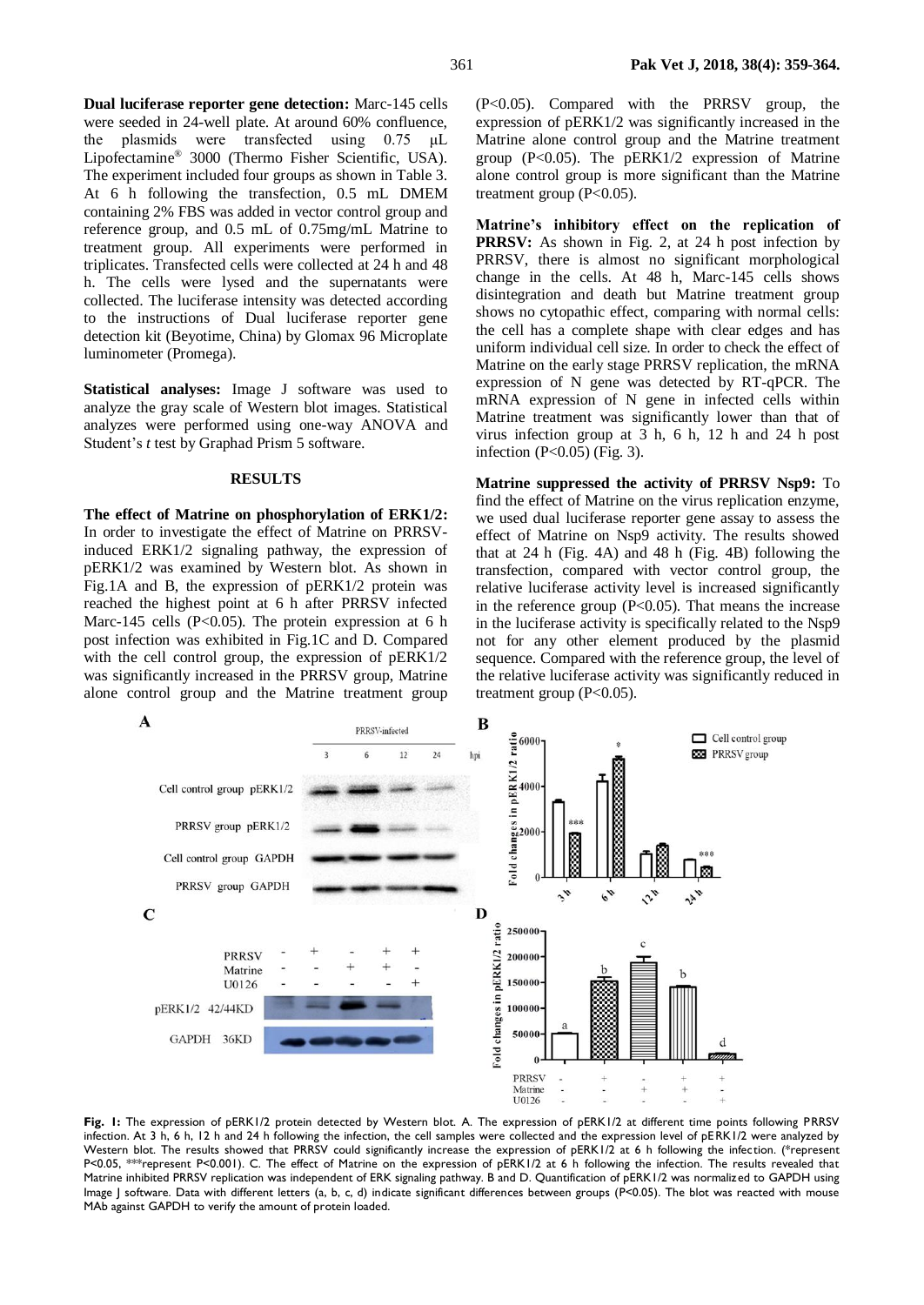**Dual luciferase reporter gene detection:** Marc-145 cells were seeded in 24-well plate. At around 60% confluence, the plasmids were transfected using 0.75 μL Lipofectamine® 3000 (Thermo Fisher Scientific, USA). The experiment included four groups as shown in Table 3. At 6 h following the transfection, 0.5 mL DMEM containing 2% FBS was added in vector control group and reference group, and 0.5 mL of 0.75mg/mL Matrine to treatment group. All experiments were performed in triplicates. Transfected cells were collected at 24 h and 48 h. The cells were lysed and the supernatants were collected. The luciferase intensity was detected according to the instructions of Dual luciferase reporter gene detection kit (Beyotime, China) by Glomax 96 Microplate luminometer (Promega).

**Statistical analyses:** Image J software was used to analyze the gray scale of Western blot images. Statistical analyzes were performed using one-way ANOVA and Student's *t* test by Graphad Prism 5 software.

## RESULTS

**The effect of Matrine on phosphorylation of ERK1/2:** In order to investigate the effect of Matrine on PRRSV-induced ERK1/2 signaling pathway, the expression of pERK1/2 was examined by Western blot. As shown in Fig.1A and B, the expression of pERK1/2 protein was reached the highest point at 6 h after PRRSV infected Marc-145 cells (P<0.05). The protein expression at 6 h post infection was exhibited in Fig.1C and D. Compared with the cell control group, the expression of pERK1/2 was significantly increased in the PRRSV group, Matrine alone control group and the Matrine treatment group (P<0.05). Compared with the PRRSV group, the expression of pERK1/2 was significantly increased in the Matrine alone control group and the Matrine treatment group (P<0.05). The pERK1/2 expression of Matrine alone control group is more significant than the Matrine treatment group (P<0.05).

**Matrine's inhibitory effect on the replication of PRRSV:** As shown in Fig. 2, at 24 h post infection by PRRSV, there is almost no significant morphological change in the cells. At 48 h, Marc-145 cells shows disintegration and death but Matrine treatment group shows no cytopathic effect, comparing with normal cells: the cell has a complete shape with clear edges and has uniform individual cell size. In order to check the effect of Matrine on the early stage PRRSV replication, the mRNA expression of N gene was detected by RT-qPCR. The mRNA expression of N gene in infected cells within Matrine treatment was significantly lower than that of virus infection group at 3 h, 6 h, 12 h and 24 h post infection (P<0.05) (Fig. 3).

**Matrine suppressed the activity of PRRSV Nsp9:** To find the effect of Matrine on the virus replication enzyme, we used dual luciferase reporter gene assay to assess the effect of Matrine on Nsp9 activity. The results showed that at 24 h (Fig. 4A) and 48 h (Fig. 4B) following the transfection, compared with vector control group, the relative luciferase activity level is increased significantly in the reference group (P<0.05). That means the increase in the luciferase activity is specifically related to the Nsp9 not for any other element produced by the plasmid sequence. Compared with the reference group, the level of the relative luciferase activity was significantly reduced in treatment group (P<0.05).

**Fig. 1:** The expression of pERK1/2 protein detected by Western blot. A. The expression of pERK1/2 at different time points following PRRSV infection. At 3 h, 6 h, 12 h and 24 h following the infection, the cell samples were collected and the expression level of pERK1/2 were analyzed by Western blot. The results showed that PRRSV could significantly increase the expression of pERK1/2 at 6 h following the infection. (*represent P<0.05, ***represent P<0.001). C. The effect of Matrine on the expression of pERK1/2 at 6 h following the infection. The results revealed that Matrine inhibited PRRSV replication was independent of ERK signaling pathway. B and D. Quantification of pERK1/2 was normalized to GAPDH using Image J software. Data with different letters (a, b, c, d) indicate significant differences between groups (P<0.05). The blot was reacted with mouse MAb against GAPDH to verify the amount of protein loaded.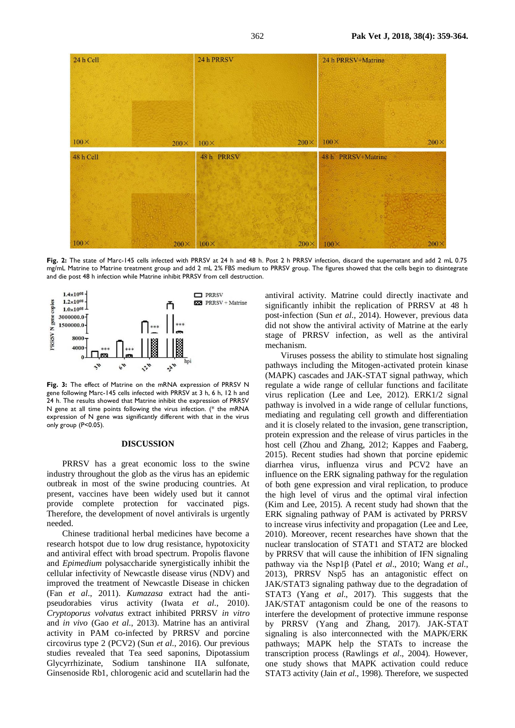**Fig. 2:** The state of Marc-145 cells infected with PRRSV at 24 h and 48 h. Post 2 h PRRSV infection, discard the supernatant and add 2 mL 0.75 mg/mL Matrine to Matrine treatment group and add 2 mL 2% FBS medium to PRRSV group. The figures showed that the cells begin to disintegrate and die post 48 h infection while Matrine inhibit PRRSV from cell destruction.

**Fig. 3:** The effect of Matrine on the mRNA expression of PRRSV N gene following Marc-145 cells infected with PRRSV at 3 h, 6 h, 12 h and 24 h. The results showed that Matrine inhibit the expression of PRRSV N gene at all time points following the virus infection. (* the mRNA expression of N gene was significantly different with that in the virus only group (P<0.05).

## DISCUSSION

PRRSV has a great economic loss to the swine industry throughout the glob as the virus has an epidemic outbreak in most of the swine producing countries. At present, vaccines have been widely used but it cannot provide complete protection for vaccinated pigs. Therefore, the development of novel antivirals is urgently needed.

Chinese traditional herbal medicines have become a research hotspot due to low drug resistance, hypotoxicity and antiviral effect with broad spectrum. Propolis flavone and *Epimedium* polysaccharide synergistically inhibit the cellular infectivity of Newcastle disease virus (NDV) and improved the treatment of Newcastle Disease in chicken (Fan *et al*., 2011). *Kumazasa* extract had the anti-pseudorabies virus activity (Iwata *et al*., 2010). *Cryptoporus volvatus* extract inhibited PRRSV *in vitro* and *in vivo* (Gao *et al*., 2013). Matrine has an antiviral activity in PAM co-infected by PRRSV and porcine circovirus type 2 (PCV2) (Sun *et al*., 2016). Our previous studies revealed that Tea seed saponins, Dipotassium Glycyrrhizinate, Sodium tanshinone IIA sulfonate, Ginsenoside Rb1, chlorogenic acid and scutellarin had the antiviral activity. Matrine could directly inactivate and significantly inhibit the replication of PRRSV at 48 h post-infection (Sun *et al*., 2014). However, previous data did not show the antiviral activity of Matrine at the early stage of PRRSV infection, as well as the antiviral mechanism.

Viruses possess the ability to stimulate host signaling pathways including the Mitogen-activated protein kinase (MAPK) cascades and JAK-STAT signal pathway, which regulate a wide range of cellular functions and facilitate virus replication (Lee and Lee, 2012). ERK1/2 signal pathway is involved in a wide range of cellular functions, mediating and regulating cell growth and differentiation and it is closely related to the invasion, gene transcription, protein expression and the release of virus particles in the host cell (Zhou and Zhang, 2012; Kappes and Faaberg, 2015). Recent studies had shown that porcine epidemic diarrhea virus, influenza virus and PCV2 have an influence on the ERK signaling pathway for the regulation of both gene expression and viral replication, to produce the high level of virus and the optimal viral infection (Kim and Lee, 2015). A recent study had shown that the ERK signaling pathway of PAM is activated by PRRSV to increase virus infectivity and propagation (Lee and Lee, 2010). Moreover, recent researches have shown that the nuclear translocation of STAT1 and STAT2 are blocked by PRRSV that will cause the inhibition of IFN signaling pathway via the Nsp1β (Patel *et al*., 2010; Wang *et al*., 2013), PRRSV Nsp5 has an antagonistic effect on JAK/STAT3 signaling pathway due to the degradation of STAT3 (Yang *et al*., 2017). This suggests that the JAK/STAT antagonism could be one of the reasons to interfere the development of protective immune response by PRRSV (Yang and Zhang, 2017). JAK-STAT signaling is also interconnected with the MAPK/ERK pathways; MAPK help the STATs to increase the transcription process (Rawlings *et al*., 2004). However, one study shows that MAPK activation could reduce STAT3 activity (Jain *et al*., 1998). Therefore, we suspected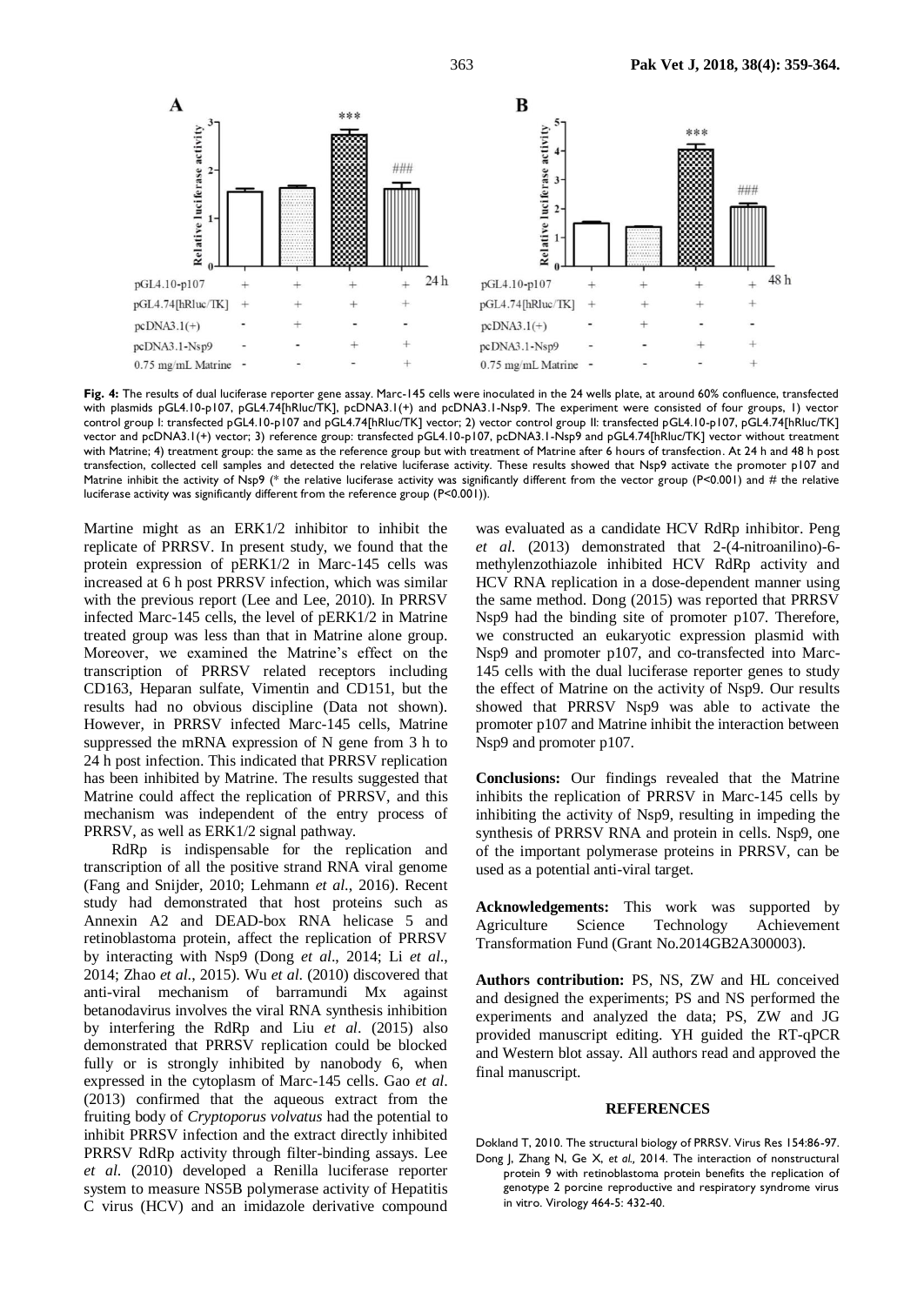**Fig. 4:** The results of dual luciferase reporter gene assay. Marc-145 cells were inoculated in the 24 wells plate, at around 60% confluence, transfected with plasmids pGL4.10-p107, pGL4.74[hRluc/TK], pcDNA3.1(+) and pcDNA3.1-Nsp9. The experiment were consisted of four groups, 1) vector control group I: transfected pGL4.10-p107 and pGL4.74[hRluc/TK] vector; 2) vector control group II: transfected pGL4.10-p107, pGL4.74[hRluc/TK] vector and pcDNA3.1(+) vector; 3) reference group: transfected pGL4.10-p107, pcDNA3.1-Nsp9 and pGL4.74[hRluc/TK] vector without treatment with Matrine; 4) treatment group: the same as the reference group but with treatment of Matrine after 6 hours of transfection. At 24 h and 48 h post transfection, collected cell samples and detected the relative luciferase activity. These results showed that Nsp9 activate the promoter p107 and Matrine inhibit the activity of Nsp9 (* the relative luciferase activity was significantly different from the vector group (P<0.001) and # the relative luciferase activity was significantly different from the reference group (P<0.001)).

Martine might as an ERK1/2 inhibitor to inhibit the replicate of PRRSV. In present study, we found that the protein expression of pERK1/2 in Marc-145 cells was increased at 6 h post PRRSV infection, which was similar with the previous report (Lee and Lee, 2010). In PRRSV infected Marc-145 cells, the level of pERK1/2 in Matrine treated group was less than that in Matrine alone group. Moreover, we examined the Matrine's effect on the transcription of PRRSV related receptors including CD163, Heparan sulfate, Vimentin and CD151, but the results had no obvious discipline (Data not shown). However, in PRRSV infected Marc-145 cells, Matrine suppressed the mRNA expression of N gene from 3 h to 24 h post infection. This indicated that PRRSV replication has been inhibited by Matrine. The results suggested that Matrine could affect the replication of PRRSV, and this mechanism was independent of the entry process of PRRSV, as well as ERK1/2 signal pathway.

RdRp is indispensable for the replication and transcription of all the positive strand RNA viral genome (Fang and Snijder, 2010; Lehmann *et al.*, 2016). Recent study had demonstrated that host proteins such as Annexin A2 and DEAD-box RNA helicase 5 and retinoblastoma protein, affect the replication of PRRSV by interacting with Nsp9 (Dong *et al.*, 2014; Li *et al.*, 2014; Zhao *et al.*, 2015). Wu *et al.* (2010) discovered that anti-viral mechanism of barramundi Mx against betanodavirus involves the viral RNA synthesis inhibition by interfering the RdRp and Liu *et al.* (2015) also demonstrated that PRRSV replication could be blocked fully or is strongly inhibited by nanobody 6, when expressed in the cytoplasm of Marc-145 cells. Gao *et al.* (2013) confirmed that the aqueous extract from the fruiting body of *Cryptoporus volvatus* had the potential to inhibit PRRSV infection and the extract directly inhibited PRRSV RdRp activity through filter-binding assays. Lee *et al.* (2010) developed a Renilla luciferase reporter system to measure NS5B polymerase activity of Hepatitis C virus (HCV) and an imidazole derivative compound was evaluated as a candidate HCV RdRp inhibitor. Peng *et al.* (2013) demonstrated that 2-(4-nitroanilino)-6-methylenzothiazole inhibited HCV RdRp activity and HCV RNA replication in a dose-dependent manner using the same method. Dong (2015) was reported that PRRSV Nsp9 had the binding site of promoter p107. Therefore, we constructed an eukaryotic expression plasmid with Nsp9 and promoter p107, and co-transfected into Marc-145 cells with the dual luciferase reporter genes to study the effect of Matrine on the activity of Nsp9. Our results showed that PRRSV Nsp9 was able to activate the promoter p107 and Matrine inhibit the interaction between Nsp9 and promoter p107.

**Conclusions:** Our findings revealed that the Matrine inhibits the replication of PRRSV in Marc-145 cells by inhibiting the activity of Nsp9, resulting in impeding the synthesis of PRRSV RNA and protein in cells. Nsp9, one of the important polymerase proteins in PRRSV, can be used as a potential anti-viral target.

**Acknowledgements:** This work was supported by Agriculture Science Technology Achievement Transformation Fund (Grant No.2014GB2A300003).

**Authors contribution:** PS, NS, ZW and HL conceived and designed the experiments; PS and NS performed the experiments and analyzed the data; PS, ZW and JG provided manuscript editing. YH guided the RT-qPCR and Western blot assay. All authors read and approved the final manuscript.

## REFERENCES

Dokland T, 2010. The structural biology of PRRSV. Virus Res 154:86-97.

Dong J, Zhang N, Ge X, *et al.*, 2014. The interaction of nonstructural protein 9 with retinoblastoma protein benefits the replication of genotype 2 porcine reproductive and respiratory syndrome virus in vitro. Virology 464-5: 432-40.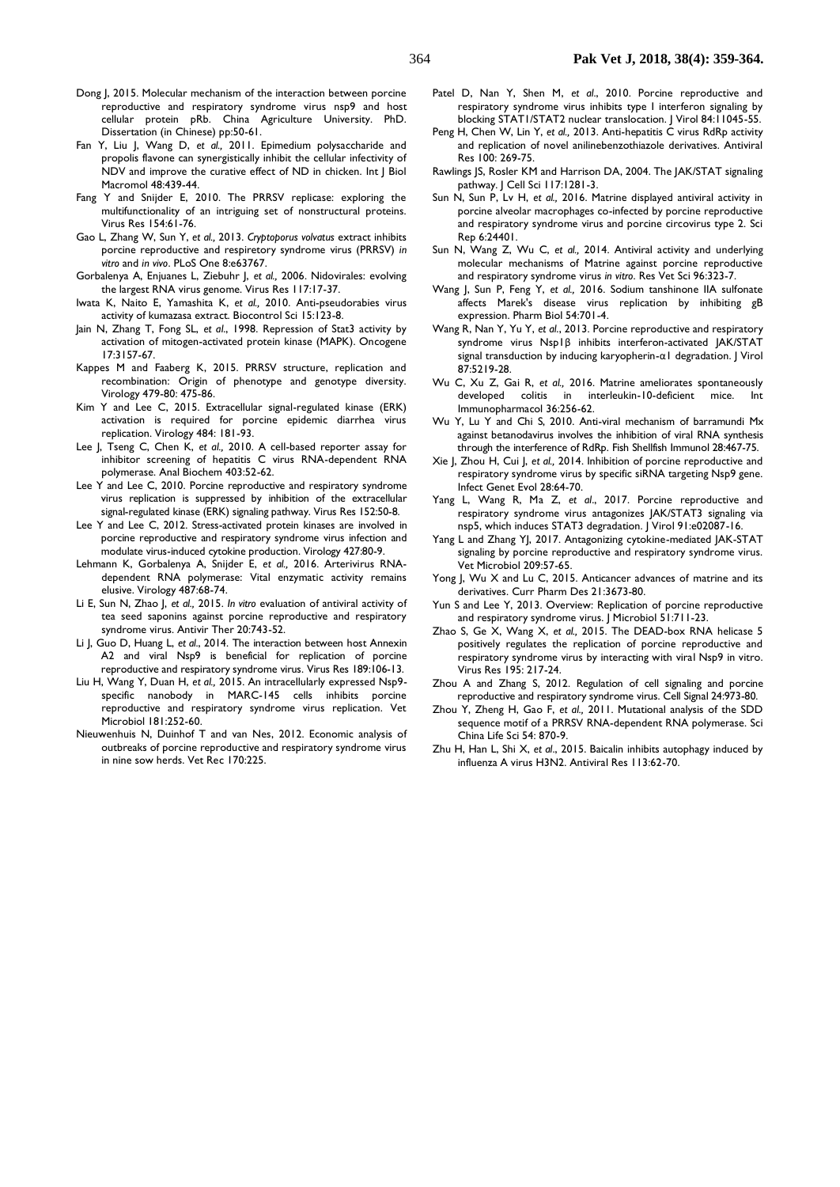Dong J, 2015. Molecular mechanism of the interaction between porcine reproductive and respiratory syndrome virus nsp9 and host cellular protein pRb. China Agriculture University. PhD. Dissertation (in Chinese) pp:50-61.

Fan Y, Liu J, Wang D, *et al.,* 2011. Epimedium polysaccharide and propolis flavone can synergistically inhibit the cellular infectivity of NDV and improve the curative effect of ND in chicken. Int J Biol Macromol 48:439-44.

Fang Y and Snijder E, 2010. The PRRSV replicase: exploring the multifunctionality of an intriguing set of nonstructural proteins. Virus Res 154:61-76.

Gao L, Zhang W, Sun Y, *et al.,* 2013. *Cryptoporus volvatus* extract inhibits porcine reproductive and respiretory syndrome virus (PRRSV) *in vitro* and *in vivo*. PLoS One 8:e63767.

Gorbalenya A, Enjuanes L, Ziebuhr J, *et al.,* 2006. Nidovirales: evolving the largest RNA virus genome. Virus Res 117:17-37.

Iwata K, Naito E, Yamashita K, *et al.,* 2010. Anti-pseudorabies virus activity of kumazasa extract. Biocontrol Sci 15:123-8.

Jain N, Zhang T, Fong SL, *et al*., 1998. Repression of Stat3 activity by activation of mitogen-activated protein kinase (MAPK). Oncogene 17:3157-67.

Kappes M and Faaberg K, 2015. PRRSV structure, replication and recombination: Origin of phenotype and genotype diversity. Virology 479-80: 475-86.

Kim Y and Lee C, 2015. Extracellular signal-regulated kinase (ERK) activation is required for porcine epidemic diarrhea virus replication. Virology 484: 181-93.

Lee J, Tseng C, Chen K, *et al.,* 2010. A cell-based reporter assay for inhibitor screening of hepatitis C virus RNA-dependent RNA polymerase. Anal Biochem 403:52-62.

Lee Y and Lee C, 2010. Porcine reproductive and respiratory syndrome virus replication is suppressed by inhibition of the extracellular signal-regulated kinase (ERK) signaling pathway. Virus Res 152:50-8.

Lee Y and Lee C, 2012. Stress-activated protein kinases are involved in porcine reproductive and respiratory syndrome virus infection and modulate virus-induced cytokine production. Virology 427:80-9.

Lehmann K, Gorbalenya A, Snijder E, *et al.,* 2016. Arterivirus RNA-dependent RNA polymerase: Vital enzymatic activity remains elusive. Virology 487:68-74.

Li E, Sun N, Zhao J, *et al.,* 2015. *In vitro* evaluation of antiviral activity of tea seed saponins against porcine reproductive and respiratory syndrome virus. Antivir Ther 20:743-52.

Li J, Guo D, Huang L, *et al*., 2014. The interaction between host Annexin A2 and viral Nsp9 is beneficial for replication of porcine reproductive and respiratory syndrome virus. Virus Res 189:106-13.

Liu H, Wang Y, Duan H, *et al.,* 2015. An intracellularly expressed Nsp9-specific nanobody in MARC-145 cells inhibits porcine reproductive and respiratory syndrome virus replication. Vet Microbiol 181:252-60.

Nieuwenhuis N, Duinhof T and van Nes, 2012. Economic analysis of outbreaks of porcine reproductive and respiratory syndrome virus in nine sow herds. Vet Rec 170:225.

Patel D, Nan Y, Shen M, *et al*., 2010. Porcine reproductive and respiratory syndrome virus inhibits type I interferon signaling by blocking STAT1/STAT2 nuclear translocation. J Virol 84:11045-55.

Peng H, Chen W, Lin Y, *et al.,* 2013. Anti-hepatitis C virus RdRp activity and replication of novel anilinebenzothiazole derivatives. Antiviral Res 100: 269-75.

Rawlings JS, Rosler KM and Harrison DA, 2004. The JAK/STAT signaling pathway. J Cell Sci 117:1281-3.

Sun N, Sun P, Lv H, *et al.,* 2016. Matrine displayed antiviral activity in porcine alveolar macrophages co-infected by porcine reproductive and respiratory syndrome virus and porcine circovirus type 2. Sci Rep 6:24401.

Sun N, Wang Z, Wu C, *et al.,* 2014. Antiviral activity and underlying molecular mechanisms of Matrine against porcine reproductive and respiratory syndrome virus *in vitro*. Res Vet Sci 96:323-7.

Wang J, Sun P, Feng Y, *et al.,* 2016. Sodium tanshinone IIA sulfonate affects Marek's disease virus replication by inhibiting gB expression. Pharm Biol 54:701-4.

Wang R, Nan Y, Yu Y, *et al*., 2013. Porcine reproductive and respiratory syndrome virus Nsp1β inhibits interferon-activated JAK/STAT signal transduction by inducing karyopherin-α1 degradation. J Virol 87:5219-28.

Wu C, Xu Z, Gai R, *et al.,* 2016. Matrine ameliorates spontaneously developed colitis in interleukin-10-deficient mice. Int Immunopharmacol 36:256-62.

Wu Y, Lu Y and Chi S, 2010. Anti-viral mechanism of barramundi Mx against betanodavirus involves the inhibition of viral RNA synthesis through the interference of RdRp. Fish Shellfish Immunol 28:467-75.

Xie J, Zhou H, Cui J, *et al.,* 2014. Inhibition of porcine reproductive and respiratory syndrome virus by specific siRNA targeting Nsp9 gene. Infect Genet Evol 28:64-70.

Yang L, Wang R, Ma Z, *et al*., 2017. Porcine reproductive and respiratory syndrome virus antagonizes JAK/STAT3 signaling via nsp5, which induces STAT3 degradation. J Virol 91:e02087-16.

Yang L and Zhang YJ, 2017. Antagonizing cytokine-mediated JAK-STAT signaling by porcine reproductive and respiratory syndrome virus. Vet Microbiol 209:57-65.

Yong J, Wu X and Lu C, 2015. Anticancer advances of matrine and its derivatives. Curr Pharm Des 21:3673-80.

Yun S and Lee Y, 2013. Overview: Replication of porcine reproductive and respiratory syndrome virus. J Microbiol 51:711-23.

Zhao S, Ge X, Wang X, *et al.,* 2015. The DEAD-box RNA helicase 5 positively regulates the replication of porcine reproductive and respiratory syndrome virus by interacting with viral Nsp9 in vitro. Virus Res 195: 217-24.

Zhou A and Zhang S, 2012. Regulation of cell signaling and porcine reproductive and respiratory syndrome virus. Cell Signal 24:973-80.

Zhou Y, Zheng H, Gao F, *et al.,* 2011. Mutational analysis of the SDD sequence motif of a PRRSV RNA-dependent RNA polymerase. Sci China Life Sci 54: 870-9.

Zhu H, Han L, Shi X, *et al*., 2015. Baicalin inhibits autophagy induced by influenza A virus H3N2. Antiviral Res 113:62-70.